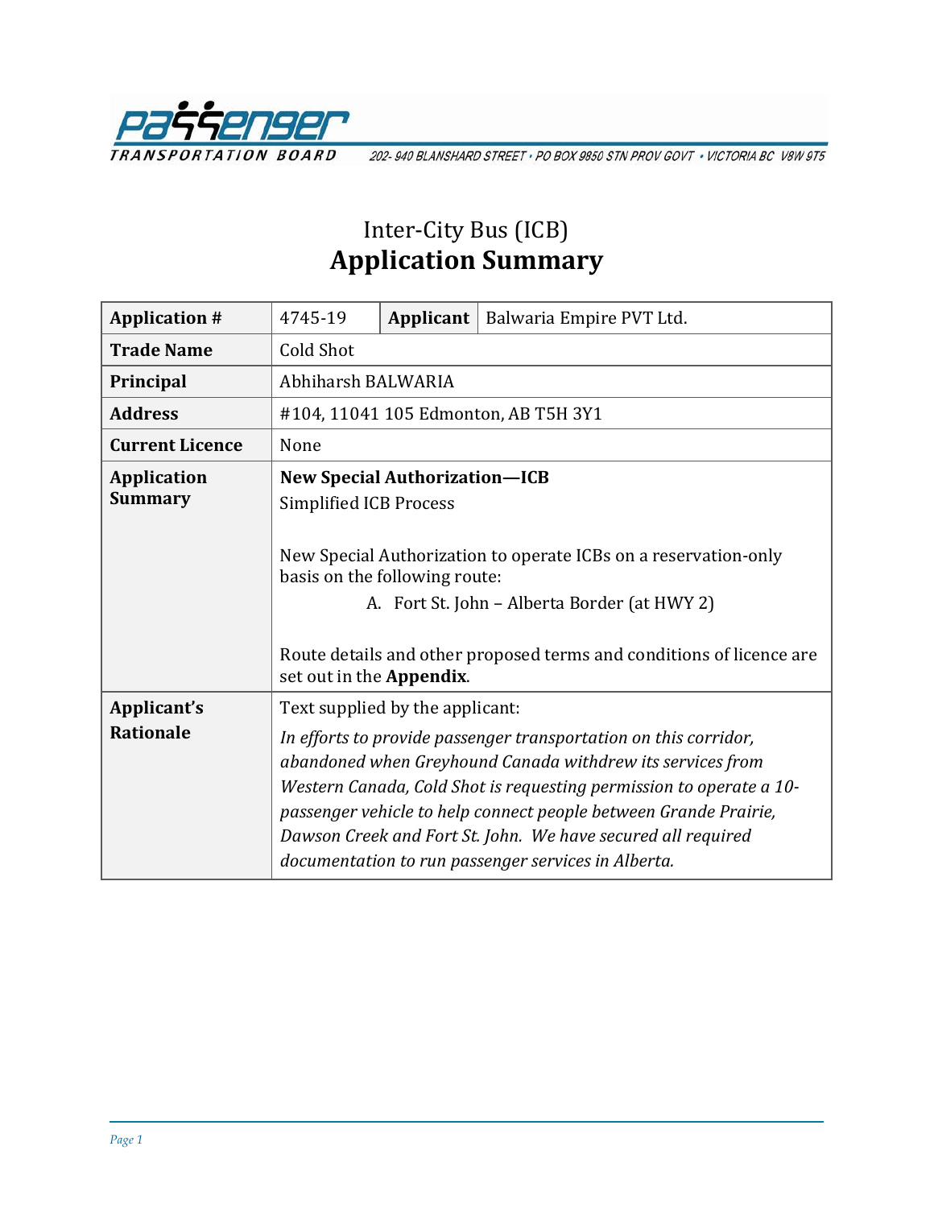PASSENGER TRANSPORTATION BOARD

202- 940 BLANSHARD STREET • PO BOX 9850 STN PROV GOVT • VICTORIA BC V8W 9T5

# Inter-City Bus (ICB)
# Application Summary

| **Application #** | 4745-19 | **Applicant** | Balwaria Empire PVT Ltd. |
|---|---|---|---|
| **Trade Name** | Cold Shot | | |
| **Principal** | Abhiharsh BALWARIA | | |
| **Address** | #104, 11041 105 Edmonton, AB T5H 3Y1 | | |
| **Current Licence** | None | | |
| **Application Summary** | **New Special Authorization—ICB**<br>Simplified ICB Process<br><br>New Special Authorization to operate ICBs on a reservation-only basis on the following route:<br>A. Fort St. John – Alberta Border (at HWY 2)<br><br>Route details and other proposed terms and conditions of licence are set out in the **Appendix**. | | |
| **Applicant's Rationale** | Text supplied by the applicant:<br>*In efforts to provide passenger transportation on this corridor, abandoned when Greyhound Canada withdrew its services from Western Canada, Cold Shot is requesting permission to operate a 10-passenger vehicle to help connect people between Grande Prairie, Dawson Creek and Fort St. John. We have secured all required documentation to run passenger services in Alberta.* | | |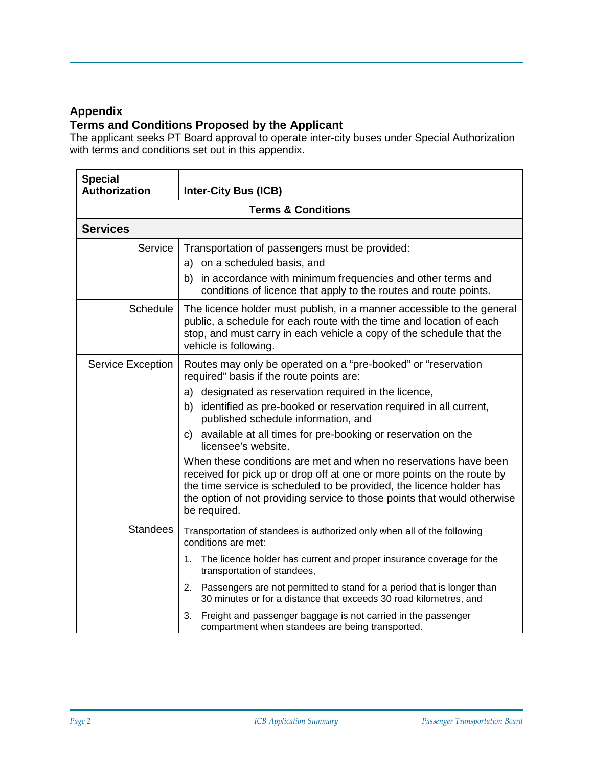## Appendix

## Terms and Conditions Proposed by the Applicant

The applicant seeks PT Board approval to operate inter-city buses under Special Authorization with terms and conditions set out in this appendix.

| **Special Authorization** | **Inter-City Bus (ICB)** |
|---|---|
| **Terms & Conditions** | |
| **Services** | |
| Service | Transportation of passengers must be provided:<br>a) on a scheduled basis, and<br>b) in accordance with minimum frequencies and other terms and conditions of licence that apply to the routes and route points. |
| Schedule | The licence holder must publish, in a manner accessible to the general public, a schedule for each route with the time and location of each stop, and must carry in each vehicle a copy of the schedule that the vehicle is following. |
| Service Exception | Routes may only be operated on a "pre-booked" or "reservation required" basis if the route points are:<br>a) designated as reservation required in the licence,<br>b) identified as pre-booked or reservation required in all current, published schedule information, and<br>c) available at all times for pre-booking or reservation on the licensee's website.<br>When these conditions are met and when no reservations have been received for pick up or drop off at one or more points on the route by the time service is scheduled to be provided, the licence holder has the option of not providing service to those points that would otherwise be required. |
| Standees | Transportation of standees is authorized only when all of the following conditions are met:<br>1. The licence holder has current and proper insurance coverage for the transportation of standees,<br>2. Passengers are not permitted to stand for a period that is longer than 30 minutes or for a distance that exceeds 30 road kilometres, and<br>3. Freight and passenger baggage is not carried in the passenger compartment when standees are being transported. |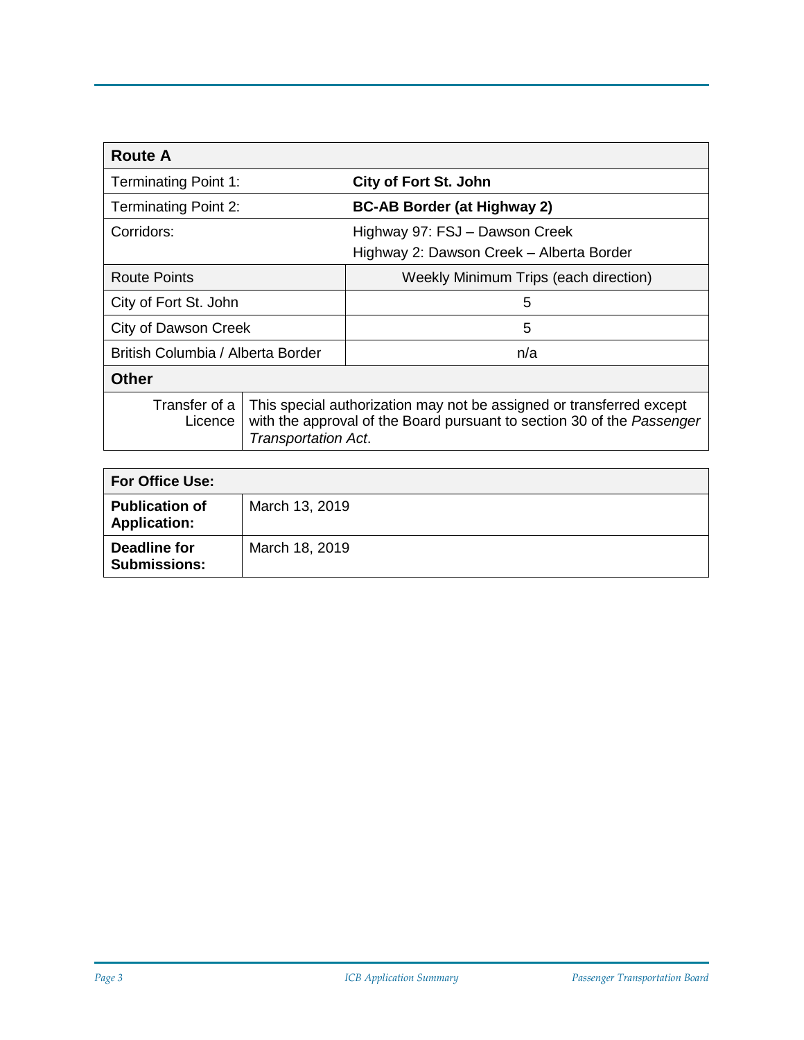| **Route A** | |
|---|---|
| Terminating Point 1: | **City of Fort St. John** |
| Terminating Point 2: | **BC-AB Border (at Highway 2)** |
| Corridors: | Highway 97: FSJ – Dawson Creek<br>Highway 2: Dawson Creek – Alberta Border |
| Route Points | Weekly Minimum Trips (each direction) |
| City of Fort St. John | 5 |
| City of Dawson Creek | 5 |
| British Columbia / Alberta Border | n/a |

| **Other** | |
|---|---|
| Transfer of a Licence | This special authorization may not be assigned or transferred except with the approval of the Board pursuant to section 30 of the *Passenger Transportation Act*. |

| **For Office Use:** | |
|---|---|
| **Publication of Application:** | March 13, 2019 |
| **Deadline for Submissions:** | March 18, 2019 |